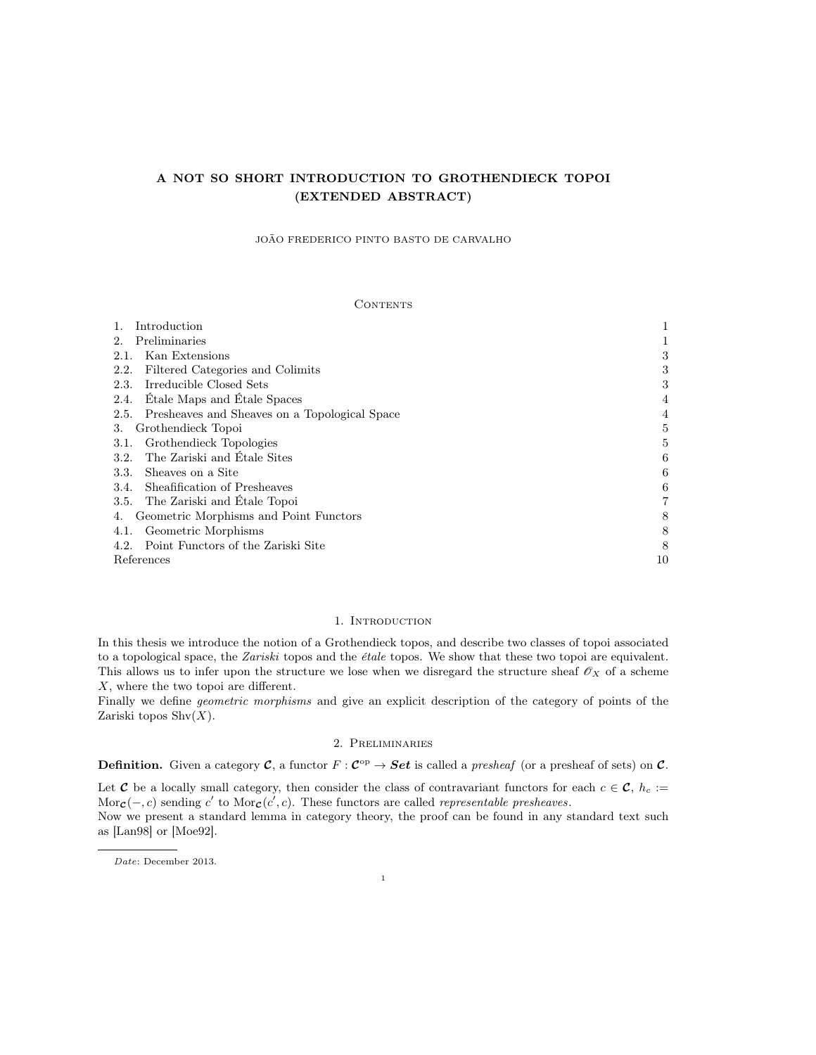# A NOT SO SHORT INTRODUCTION TO GROTHENDIECK TOPOI (EXTENDED ABSTRACT)

JOÃO FREDERICO PINTO BASTO DE CARVALHO

## Contents

| | |
|---|---|
| 1. Introduction | 1 |
| 2. Preliminaries | 1 |
| 2.1. Kan Extensions | 3 |
| 2.2. Filtered Categories and Colimits | 3 |
| 2.3. Irreducible Closed Sets | 3 |
| 2.4. Étale Maps and Étale Spaces | 4 |
| 2.5. Presheaves and Sheaves on a Topological Space | 4 |
| 3. Grothendieck Topoi | 5 |
| 3.1. Grothendieck Topologies | 5 |
| 3.2. The Zariski and Étale Sites | 6 |
| 3.3. Sheaves on a Site | 6 |
| 3.4. Sheafification of Presheaves | 6 |
| 3.5. The Zariski and Étale Topoi | 7 |
| 4. Geometric Morphisms and Point Functors | 8 |
| 4.1. Geometric Morphisms | 8 |
| 4.2. Point Functors of the Zariski Site | 8 |
| References | 10 |

## 1. Introduction

In this thesis we introduce the notion of a Grothendieck topos, and describe two classes of topoi associated to a topological space, the *Zariski* topos and the *étale* topos. We show that these two topoi are equivalent. This allows us to infer upon the structure we lose when we disregard the structure sheaf $\mathscr{O}_X$ of a scheme $X$, where the two topoi are different.

Finally we define *geometric morphisms* and give an explicit description of the category of points of the Zariski topos $\mathrm{Shv}(X)$.

## 2. Preliminaries

**Definition.** Given a category $\boldsymbol{\mathcal{C}}$, a functor $F : \boldsymbol{\mathcal{C}}^{\mathrm{op}} \to \boldsymbol{Set}$ is called a *presheaf* (or a presheaf of sets) on $\boldsymbol{\mathcal{C}}$.

Let $\boldsymbol{\mathcal{C}}$ be a locally small category, then consider the class of contravariant functors for each $c \in \boldsymbol{\mathcal{C}}$, $h_c := \mathrm{Mor}_{\boldsymbol{\mathcal{C}}}(-, c)$ sending $c'$ to $\mathrm{Mor}_{\boldsymbol{\mathcal{C}}}(c', c)$. These functors are called *representable presheaves*.

Now we present a standard lemma in category theory, the proof can be found in any standard text such as [Lan98] or [Moe92].

*Date*: December 2013.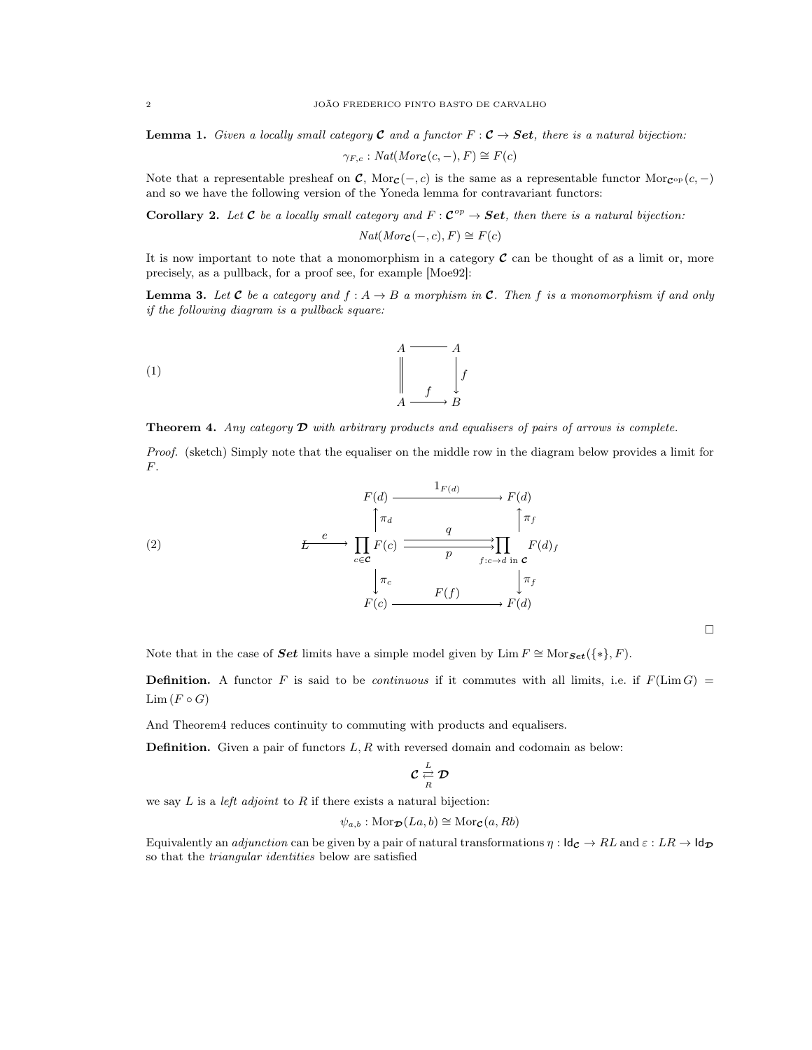**Lemma 1.** *Given a locally small category $\boldsymbol{\mathcal{C}}$ and a functor $F : \boldsymbol{\mathcal{C}} \to \boldsymbol{Set}$, there is a natural bijection:*

$$\gamma_{F,c} : Nat(Mor_{\boldsymbol{\mathcal{C}}}(c, -), F) \cong F(c)$$

Note that a representable presheaf on $\boldsymbol{\mathcal{C}}$, $\mathrm{Mor}_{\boldsymbol{\mathcal{C}}}(-, c)$ is the same as a representable functor $\mathrm{Mor}_{\boldsymbol{\mathcal{C}}^{op}}(c, -)$ and so we have the following version of the Yoneda lemma for contravariant functors:

**Corollary 2.** *Let $\boldsymbol{\mathcal{C}}$ be a locally small category and $F : \boldsymbol{\mathcal{C}}^{op} \to \boldsymbol{Set}$, then there is a natural bijection:*

$$Nat(Mor_{\boldsymbol{\mathcal{C}}}(-, c), F) \cong F(c)$$

It is now important to note that a monomorphism in a category $\boldsymbol{\mathcal{C}}$ can be thought of as a limit or, more precisely, as a pullback, for a proof see, for example [Moe92]:

**Lemma 3.** *Let $\boldsymbol{\mathcal{C}}$ be a category and $f : A \to B$ a morphism in $\boldsymbol{\mathcal{C}}$. Then $f$ is a monomorphism if and only if the following diagram is a pullback square:*

$$\begin{array}{ccc} A & \longrightarrow & A \\ \Big\| & & \Big\downarrow f \\ A & \xrightarrow{\;f\;} & B \end{array} \tag{1}$$

**Theorem 4.** *Any category $\boldsymbol{\mathcal{D}}$ with arbitrary products and equalisers of pairs of arrows is complete.*

*Proof.* (sketch) Simply note that the equaliser on the middle row in the diagram below provides a limit for $F$.

$$\begin{array}{ccccc} & & F(d) & \xrightarrow{\quad 1_{F(d)} \quad} & F(d) \\ & & \Big\uparrow \pi_d & & \Big\uparrow \pi_f \\ L & \xrightarrow{\;e\;} & \prod_{c \in \boldsymbol{\mathcal{C}}} F(c) & \overset{q}{\underset{p}{\rightrightarrows}} & \prod_{f : c \to d \text{ in } \boldsymbol{\mathcal{C}}} F(d)_f \\ & & \Big\downarrow \pi_c & & \Big\downarrow \pi_f \\ & & F(c) & \xrightarrow{\quad F(f) \quad} & F(d) \end{array} \tag{2}$$

□

Note that in the case of $\boldsymbol{Set}$ limits have a simple model given by $\mathrm{Lim}\, F \cong \mathrm{Mor}_{\boldsymbol{Set}}(\{*\}, F)$.

**Definition.** A functor $F$ is said to be *continuous* if it commutes with all limits, i.e. if $F(\mathrm{Lim}\, G) = \mathrm{Lim}\,(F \circ G)$

And Theorem4 reduces continuity to commuting with products and equalisers.

**Definition.** Given a pair of functors $L, R$ with reversed domain and codomain as below:

$$\boldsymbol{\mathcal{C}} \underset{R}{\overset{L}{\rightleftarrows}} \boldsymbol{\mathcal{D}}$$

we say $L$ is a *left adjoint* to $R$ if there exists a natural bijection:

$$\psi_{a,b} : \mathrm{Mor}_{\boldsymbol{\mathcal{D}}}(La, b) \cong \mathrm{Mor}_{\boldsymbol{\mathcal{C}}}(a, Rb)$$

Equivalently an *adjunction* can be given by a pair of natural transformations $\eta : \mathsf{Id}_{\boldsymbol{\mathcal{C}}} \to RL$ and $\varepsilon : LR \to \mathsf{Id}_{\boldsymbol{\mathcal{D}}}$ so that the *triangular identities* below are satisfied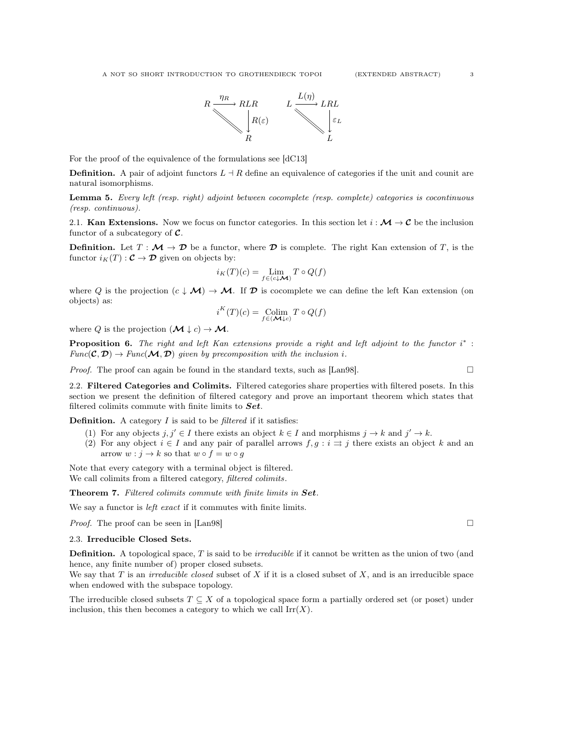$$
\begin{array}{ccc}
R & \xrightarrow{\eta_R} & RLR \\
& \searrow^{=} & \downarrow R(\varepsilon) \\
& & R
\end{array}
\qquad
\begin{array}{ccc}
L & \xrightarrow{L(\eta)} & LRL \\
& \searrow^{=} & \downarrow \varepsilon_L \\
& & L
\end{array}
$$

For the proof of the equivalence of the formulations see [dC13]

**Definition.** A pair of adjoint functors $L \dashv R$ define an equivalence of categories if the unit and counit are natural isomorphisms.

**Lemma 5.** *Every left (resp. right) adjoint between cocomplete (resp. complete) categories is cocontinuous (resp. continuous).*

2.1. **Kan Extensions.** Now we focus on functor categories. In this section let $i : \mathcal{M} \to \mathcal{C}$ be the inclusion functor of a subcategory of $\mathcal{C}$.

**Definition.** Let $T : \mathcal{M} \to \mathcal{D}$ be a functor, where $\mathcal{D}$ is complete. The right Kan extension of $T$, is the functor $i_K(T) : \mathcal{C} \to \mathcal{D}$ given on objects by:

$$i_K(T)(c) = \underset{f \in (c \downarrow \mathcal{M})}{\text{Lim}} T \circ Q(f)$$

where $Q$ is the projection $(c \downarrow \mathcal{M}) \to \mathcal{M}$. If $\mathcal{D}$ is cocomplete we can define the left Kan extension (on objects) as:

$$i^K(T)(c) = \underset{f \in (\mathcal{M} \downarrow c)}{\text{Colim}} T \circ Q(f)$$

where $Q$ is the projection $(\mathcal{M} \downarrow c) \to \mathcal{M}$.

**Proposition 6.** *The right and left Kan extensions provide a right and left adjoint to the functor $i^*$ : $Func(\mathcal{C}, \mathcal{D}) \to Func(\mathcal{M}, \mathcal{D})$ given by precomposition with the inclusion $i$.*

*Proof.* The proof can again be found in the standard texts, such as [Lan98]. □

2.2. **Filtered Categories and Colimits.** Filtered categories share properties with filtered posets. In this section we present the definition of filtered category and prove an important theorem which states that filtered colimits commute with finite limits to ***Set***.

**Definition.** A category $I$ is said to be *filtered* if it satisfies:

(1) For any objects $j, j' \in I$ there exists an object $k \in I$ and morphisms $j \to k$ and $j' \to k$.
(2) For any object $i \in I$ and any pair of parallel arrows $f, g : i \rightrightarrows j$ there exists an object $k$ and an arrow $w : j \to k$ so that $w \circ f = w \circ g$

Note that every category with a terminal object is filtered.
We call colimits from a filtered category, *filtered colimits*.

**Theorem 7.** *Filtered colimits commute with finite limits in **Set**.*

We say a functor is *left exact* if it commutes with finite limits.

*Proof.* The proof can be seen in [Lan98] □

2.3. **Irreducible Closed Sets.**

**Definition.** A topological space, $T$ is said to be *irreducible* if it cannot be written as the union of two (and hence, any finite number of) proper closed subsets.
We say that $T$ is an *irreducible closed* subset of $X$ if it is a closed subset of $X$, and is an irreducible space when endowed with the subspace topology.

The irreducible closed subsets $T \subseteq X$ of a topological space form a partially ordered set (or poset) under inclusion, this then becomes a category to which we call $\text{Irr}(X)$.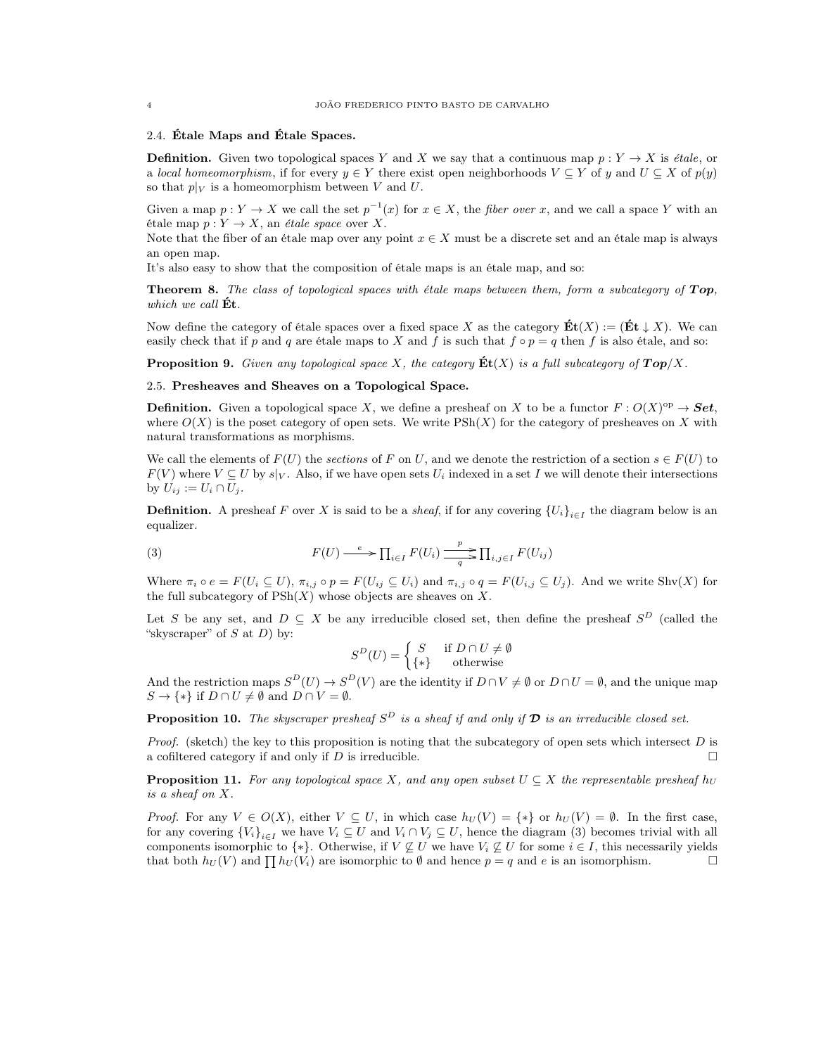### 2.4. Étale Maps and Étale Spaces.

**Definition.** Given two topological spaces $Y$ and $X$ we say that a continuous map $p : Y \to X$ is *étale*, or a *local homeomorphism*, if for every $y \in Y$ there exist open neighborhoods $V \subseteq Y$ of $y$ and $U \subseteq X$ of $p(y)$ so that $p|_V$ is a homeomorphism between $V$ and $U$.

Given a map $p : Y \to X$ we call the set $p^{-1}(x)$ for $x \in X$, the *fiber over* $x$, and we call a space $Y$ with an étale map $p : Y \to X$, an *étale space* over $X$.

Note that the fiber of an étale map over any point $x \in X$ must be a discrete set and an étale map is always an open map.

It's also easy to show that the composition of étale maps is an étale map, and so:

**Theorem 8.** *The class of topological spaces with étale maps between them, form a subcategory of **Top**, which we call* **Ét**.

Now define the category of étale spaces over a fixed space $X$ as the category $\mathbf{\acute{E}t}(X) := (\mathbf{\acute{E}t} \downarrow X)$. We can easily check that if $p$ and $q$ are étale maps to $X$ and $f$ is such that $f \circ p = q$ then $f$ is also étale, and so:

**Proposition 9.** *Given any topological space $X$, the category $\mathbf{\acute{E}t}(X)$ is a full subcategory of $\boldsymbol{Top}/X$.*

### 2.5. Presheaves and Sheaves on a Topological Space.

**Definition.** Given a topological space $X$, we define a presheaf on $X$ to be a functor $F : O(X)^{\mathrm{op}} \to \boldsymbol{Set}$, where $O(X)$ is the poset category of open sets. We write $\mathrm{PSh}(X)$ for the category of presheaves on $X$ with natural transformations as morphisms.

We call the elements of $F(U)$ the *sections* of $F$ on $U$, and we denote the restriction of a section $s \in F(U)$ to $F(V)$ where $V \subseteq U$ by $s|_V$. Also, if we have open sets $U_i$ indexed in a set $I$ we will denote their intersections by $U_{ij} := U_i \cap U_j$.

**Definition.** A presheaf $F$ over $X$ is said to be a *sheaf*, if for any covering $\{U_i\}_{i \in I}$ the diagram below is an equalizer.

$$F(U) \xrightarrow{\ e\ } \prod_{i\in I} F(U_i) \underset{q}{\overset{p}{\rightrightarrows}} \prod_{i,j\in I} F(U_{ij}) \tag{3}$$

Where $\pi_i \circ e = F(U_i \subseteq U)$, $\pi_{i,j} \circ p = F(U_{ij} \subseteq U_i)$ and $\pi_{i,j} \circ q = F(U_{i,j} \subseteq U_j)$. And we write $\mathrm{Shv}(X)$ for the full subcategory of $\mathrm{PSh}(X)$ whose objects are sheaves on $X$.

Let $S$ be any set, and $D \subseteq X$ be any irreducible closed set, then define the presheaf $S^D$ (called the "skyscraper" of $S$ at $D$) by:

$$S^D(U) = \begin{cases} S & \text{if } D \cap U \neq \emptyset \\ \{*\} & \text{otherwise} \end{cases}$$

And the restriction maps $S^D(U) \to S^D(V)$ are the identity if $D \cap V \neq \emptyset$ or $D \cap U = \emptyset$, and the unique map $S \to \{*\}$ if $D \cap U \neq \emptyset$ and $D \cap V = \emptyset$.

**Proposition 10.** *The skyscraper presheaf $S^D$ is a sheaf if and only if $\boldsymbol{\mathcal{D}}$ is an irreducible closed set.*

*Proof.* (sketch) the key to this proposition is noting that the subcategory of open sets which intersect $D$ is a cofiltered category if and only if $D$ is irreducible. □

**Proposition 11.** *For any topological space $X$, and any open subset $U \subseteq X$ the representable presheaf $h_U$ is a sheaf on $X$.*

*Proof.* For any $V \in O(X)$, either $V \subseteq U$, in which case $h_U(V) = \{*\}$ or $h_U(V) = \emptyset$. In the first case, for any covering $\{V_i\}_{i\in I}$ we have $V_i \subseteq U$ and $V_i \cap V_j \subseteq U$, hence the diagram (3) becomes trivial with all components isomorphic to $\{*\}$. Otherwise, if $V \not\subseteq U$ we have $V_i \not\subseteq U$ for some $i \in I$, this necessarily yields that both $h_U(V)$ and $\prod h_U(V_i)$ are isomorphic to $\emptyset$ and hence $p = q$ and $e$ is an isomorphism. □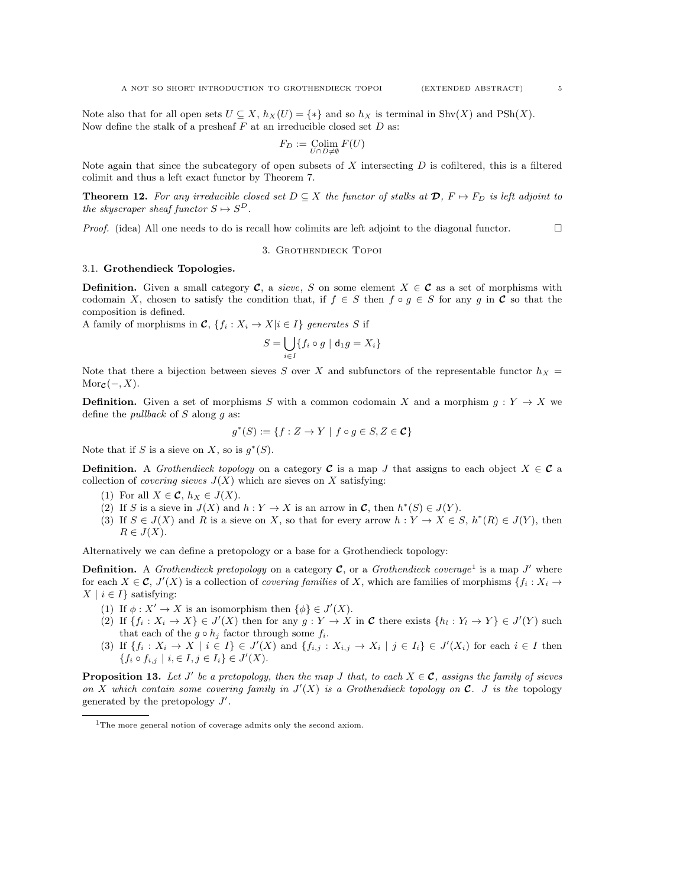Note also that for all open sets $U \subseteq X$, $h_X(U) = \{*\}$ and so $h_X$ is terminal in $\mathrm{Shv}(X)$ and $\mathrm{PSh}(X)$.
Now define the stalk of a presheaf $F$ at an irreducible closed set $D$ as:

$$F_D := \operatorname*{Colim}_{U \cap D \neq \emptyset} F(U)$$

Note again that since the subcategory of open subsets of $X$ intersecting $D$ is cofiltered, this is a filtered colimit and thus a left exact functor by Theorem 7.

**Theorem 12.** *For any irreducible closed set $D \subseteq X$ the functor of stalks at $\boldsymbol{\mathcal{D}}$, $F \mapsto F_D$ is left adjoint to the skyscraper sheaf functor $S \mapsto S^D$.*

*Proof.* (idea) All one needs to do is recall how colimits are left adjoint to the diagonal functor. □

## 3. Grothendieck Topoi

### 3.1. Grothendieck Topologies.

**Definition.** Given a small category $\boldsymbol{\mathcal{C}}$, a *sieve*, $S$ on some element $X \in \boldsymbol{\mathcal{C}}$ as a set of morphisms with codomain $X$, chosen to satisfy the condition that, if $f \in S$ then $f \circ g \in S$ for any $g$ in $\boldsymbol{\mathcal{C}}$ so that the composition is defined.
A family of morphisms in $\boldsymbol{\mathcal{C}}$, $\{f_i : X_i \to X | i \in I\}$ *generates* $S$ if

$$S = \bigcup_{i \in I} \{f_i \circ g \mid \mathsf{d}_1 g = X_i\}$$

Note that there a bijection between sieves $S$ over $X$ and subfunctors of the representable functor $h_X = \mathrm{Mor}_{\boldsymbol{\mathcal{C}}}(-, X)$.

**Definition.** Given a set of morphisms $S$ with a common codomain $X$ and a morphism $g : Y \to X$ we define the *pullback* of $S$ along $g$ as:

$$g^*(S) := \{f : Z \to Y \mid f \circ g \in S, Z \in \boldsymbol{\mathcal{C}}\}$$

Note that if $S$ is a sieve on $X$, so is $g^*(S)$.

**Definition.** A *Grothendieck topology* on a category $\boldsymbol{\mathcal{C}}$ is a map $J$ that assigns to each object $X \in \boldsymbol{\mathcal{C}}$ a collection of *covering sieves* $J(X)$ which are sieves on $X$ satisfying:

1. For all $X \in \boldsymbol{\mathcal{C}}$, $h_X \in J(X)$.
2. If $S$ is a sieve in $J(X)$ and $h : Y \to X$ is an arrow in $\boldsymbol{\mathcal{C}}$, then $h^*(S) \in J(Y)$.
3. If $S \in J(X)$ and $R$ is a sieve on $X$, so that for every arrow $h : Y \to X \in S$, $h^*(R) \in J(Y)$, then $R \in J(X)$.

Alternatively we can define a pretopology or a base for a Grothendieck topology:

**Definition.** A *Grothendieck pretopology* on a category $\boldsymbol{\mathcal{C}}$, or a *Grothendieck coverage*[1] is a map $J'$ where for each $X \in \boldsymbol{\mathcal{C}}$, $J'(X)$ is a collection of *covering families* of $X$, which are families of morphisms $\{f_i : X_i \to X \mid i \in I\}$ satisfying:

1. If $\phi : X' \to X$ is an isomorphism then $\{\phi\} \in J'(X)$.
2. If $\{f_i : X_i \to X\} \in J'(X)$ then for any $g : Y \to X$ in $\boldsymbol{\mathcal{C}}$ there exists $\{h_l : Y_l \to Y\} \in J'(Y)$ such that each of the $g \circ h_j$ factor through some $f_i$.
3. If $\{f_i : X_i \to X \mid i \in I\} \in J'(X)$ and $\{f_{i,j} : X_{i,j} \to X_i \mid j \in I_i\} \in J'(X_i)$ for each $i \in I$ then $\{f_i \circ f_{i,j} \mid i, \in I, j \in I_i\} \in J'(X)$.

**Proposition 13.** *Let $J'$ be a pretopology, then the map $J$ that, to each $X \in \boldsymbol{\mathcal{C}}$, assigns the family of sieves on $X$ which contain some covering family in $J'(X)$ is a Grothendieck topology on $\boldsymbol{\mathcal{C}}$. $J$ is the* topology *generated by the pretopology $J'$.*

[1] The more general notion of coverage admits only the second axiom.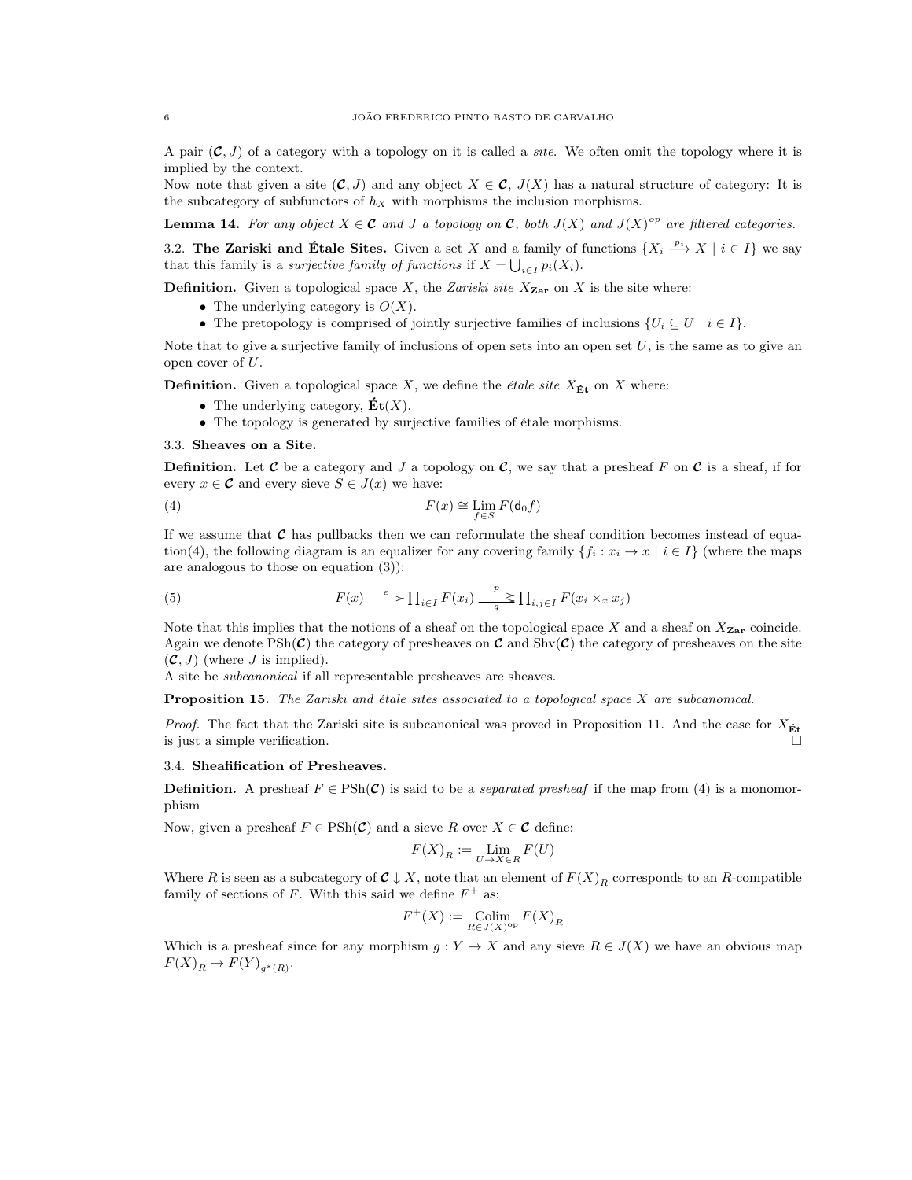A pair $(\mathcal{C}, J)$ of a category with a topology on it is called a *site*. We often omit the topology where it is implied by the context.

Now note that given a site $(\mathcal{C}, J)$ and any object $X \in \mathcal{C}$, $J(X)$ has a natural structure of category: It is the subcategory of subfunctors of $h_X$ with morphisms the inclusion morphisms.

**Lemma 14.** *For any object $X \in \mathcal{C}$ and $J$ a topology on $\mathcal{C}$, both $J(X)$ and $J(X)^{op}$ are filtered categories.*

### 3.2. The Zariski and Étale Sites.

Given a set $X$ and a family of functions $\{X_i \xrightarrow{p_i} X \mid i \in I\}$ we say that this family is a *surjective family of functions* if $X = \bigcup_{i \in I} p_i(X_i)$.

**Definition.** Given a topological space $X$, the *Zariski site* $X_{\mathbf{Zar}}$ on $X$ is the site where:

- The underlying category is $O(X)$.
- The pretopology is comprised of jointly surjective families of inclusions $\{U_i \subseteq U \mid i \in I\}$.

Note that to give a surjective family of inclusions of open sets into an open set $U$, is the same as to give an open cover of $U$.

**Definition.** Given a topological space $X$, we define the *étale site* $X_{\mathbf{\acute{E}t}}$ on $X$ where:

- The underlying category, $\mathbf{\acute{E}t}(X)$.
- The topology is generated by surjective families of étale morphisms.

### 3.3. Sheaves on a Site.

**Definition.** Let $\mathcal{C}$ be a category and $J$ a topology on $\mathcal{C}$, we say that a presheaf $F$ on $\mathcal{C}$ is a sheaf, if for every $x \in \mathcal{C}$ and every sieve $S \in J(x)$ we have:

$$F(x) \cong \operatorname*{Lim}_{f \in S} F(\mathsf{d}_0 f) \tag{4}$$

If we assume that $\mathcal{C}$ has pullbacks then we can reformulate the sheaf condition becomes instead of equation(4), the following diagram is an equalizer for any covering family $\{f_i : x_i \to x \mid i \in I\}$ (where the maps are analogous to those on equation (3)):

$$F(x) \xrightarrow{e} \prod_{i \in I} F(x_i) \underset{q}{\overset{p}{\rightrightarrows}} \prod_{i,j \in I} F(x_i \times_x x_j) \tag{5}$$

Note that this implies that the notions of a sheaf on the topological space $X$ and a sheaf on $X_{\mathbf{Zar}}$ coincide. Again we denote $\mathrm{PSh}(\mathcal{C})$ the category of presheaves on $\mathcal{C}$ and $\mathrm{Shv}(\mathcal{C})$ the category of presheaves on the site $(\mathcal{C}, J)$ (where $J$ is implied).

A site be *subcanonical* if all representable presheaves are sheaves.

**Proposition 15.** *The Zariski and étale sites associated to a topological space $X$ are subcanonical.*

*Proof.* The fact that the Zariski site is subcanonical was proved in Proposition 11. And the case for $X_{\mathbf{\acute{E}t}}$ is just a simple verification. □

### 3.4. Sheafification of Presheaves.

**Definition.** A presheaf $F \in \mathrm{PSh}(\mathcal{C})$ is said to be a *separated presheaf* if the map from (4) is a monomorphism

Now, given a presheaf $F \in \mathrm{PSh}(\mathcal{C})$ and a sieve $R$ over $X \in \mathcal{C}$ define:

$$F(X)_R := \operatorname*{Lim}_{U \to X \in R} F(U)$$

Where $R$ is seen as a subcategory of $\mathcal{C} \downarrow X$, note that an element of $F(X)_R$ corresponds to an $R$-compatible family of sections of $F$. With this said we define $F^+$ as:

$$F^+(X) := \operatorname*{Colim}_{R \in J(X)^{\mathrm{op}}} F(X)_R$$

Which is a presheaf since for any morphism $g : Y \to X$ and any sieve $R \in J(X)$ we have an obvious map $F(X)_R \to F(Y)_{g^*(R)}$.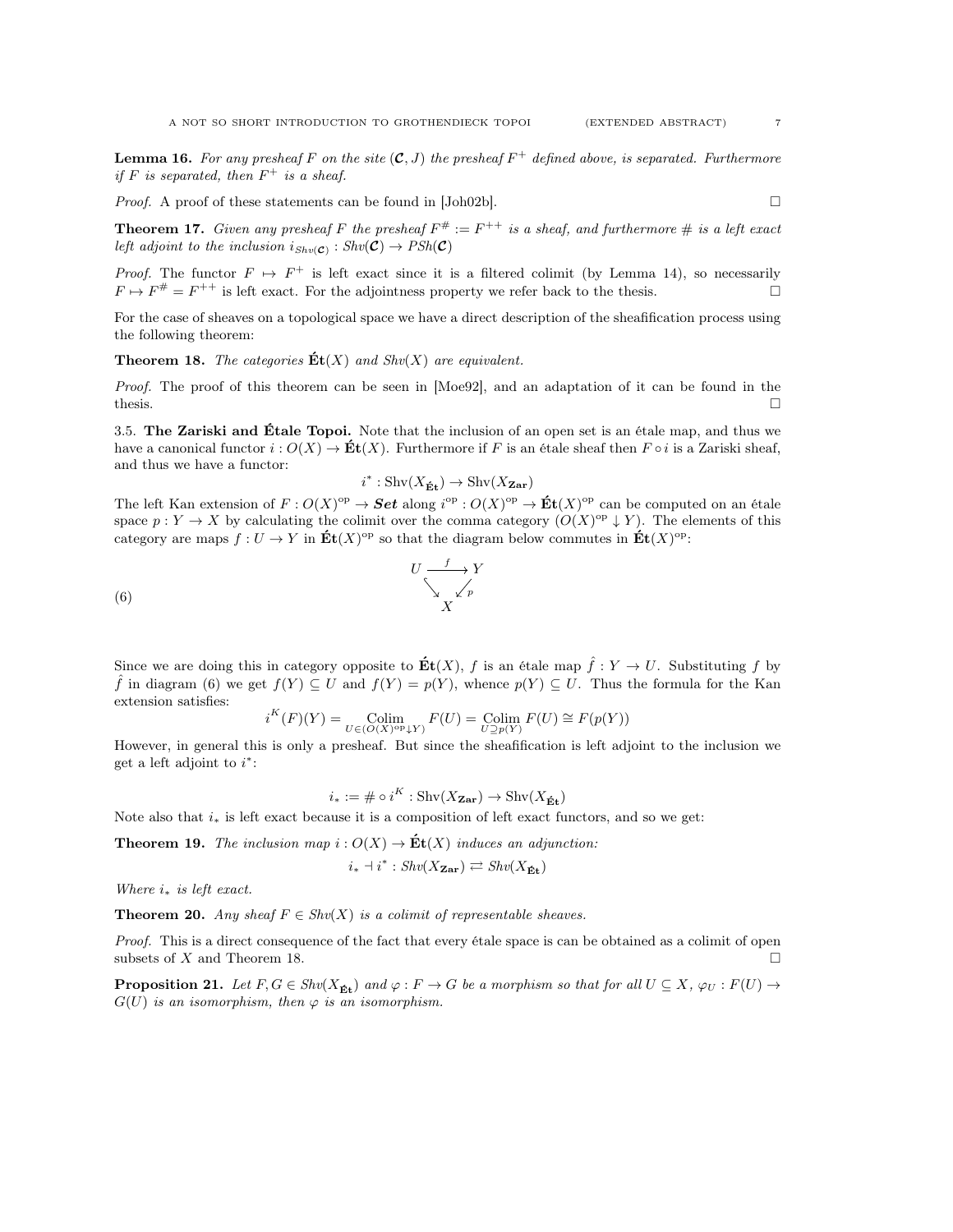**Lemma 16.** *For any presheaf $F$ on the site $(\mathcal{C}, J)$ the presheaf $F^+$ defined above, is separated. Furthermore if $F$ is separated, then $F^+$ is a sheaf.*

*Proof.* A proof of these statements can be found in [Joh02b]. □

**Theorem 17.** *Given any presheaf $F$ the presheaf $F^\# := F^{++}$ is a sheaf, and furthermore $\#$ is a left exact left adjoint to the inclusion $i_{Shv(\mathcal{C})} : Shv(\mathcal{C}) \to PSh(\mathcal{C})$*

*Proof.* The functor $F \mapsto F^+$ is left exact since it is a filtered colimit (by Lemma 14), so necessarily $F \mapsto F^\# = F^{++}$ is left exact. For the adjointness property we refer back to the thesis. □

For the case of sheaves on a topological space we have a direct description of the sheafification process using the following theorem:

**Theorem 18.** *The categories $\mathbf{\acute{E}t}(X)$ and $Shv(X)$ are equivalent.*

*Proof.* The proof of this theorem can be seen in [Moe92], and an adaptation of it can be found in the thesis. □

3.5. **The Zariski and Étale Topoi.** Note that the inclusion of an open set is an étale map, and thus we have a canonical functor $i : O(X) \to \mathbf{\acute{E}t}(X)$. Furthermore if $F$ is an étale sheaf then $F \circ i$ is a Zariski sheaf, and thus we have a functor:

$$i^* : \mathrm{Shv}(X_{\mathbf{\acute{E}t}}) \to \mathrm{Shv}(X_{\mathbf{Zar}})$$

The left Kan extension of $F : O(X)^{\mathrm{op}} \to \boldsymbol{Set}$ along $i^{\mathrm{op}} : O(X)^{\mathrm{op}} \to \mathbf{\acute{E}t}(X)^{\mathrm{op}}$ can be computed on an étale space $p : Y \to X$ by calculating the colimit over the comma category $(O(X)^{\mathrm{op}} \downarrow Y)$. The elements of this category are maps $f : U \to Y$ in $\mathbf{\acute{E}t}(X)^{\mathrm{op}}$ so that the diagram below commutes in $\mathbf{\acute{E}t}(X)^{\mathrm{op}}$:

$$\begin{array}{ccc} U & \xrightarrow{f} & Y \\ & \searrow \quad \swarrow_{p} & \\ & X & \end{array} \tag{6}$$

Since we are doing this in category opposite to $\mathbf{\acute{E}t}(X)$, $f$ is an étale map $\hat{f} : Y \to U$. Substituting $f$ by $\hat{f}$ in diagram (6) we get $f(Y) \subseteq U$ and $f(Y) = p(Y)$, whence $p(Y) \subseteq U$. Thus the formula for the Kan extension satisfies:

$$i^K(F)(Y) = \operatorname*{Colim}_{U \in (O(X)^{\mathrm{op}} \downarrow Y)} F(U) = \operatorname*{Colim}_{U \supseteq p(Y)} F(U) \cong F(p(Y))$$

However, in general this is only a presheaf. But since the sheafification is left adjoint to the inclusion we get a left adjoint to $i^*$:

$$i_* := \# \circ i^K : \mathrm{Shv}(X_{\mathbf{Zar}}) \to \mathrm{Shv}(X_{\mathbf{\acute{E}t}})$$

Note also that $i_*$ is left exact because it is a composition of left exact functors, and so we get:

**Theorem 19.** *The inclusion map $i : O(X) \to \mathbf{\acute{E}t}(X)$ induces an adjunction:*

$$i_* \dashv i^* : Shv(X_{\mathbf{Zar}}) \rightleftarrows Shv(X_{\mathbf{\acute{E}t}})$$

*Where $i_*$ is left exact.*

**Theorem 20.** *Any sheaf $F \in Shv(X)$ is a colimit of representable sheaves.*

*Proof.* This is a direct consequence of the fact that every étale space is can be obtained as a colimit of open subsets of $X$ and Theorem 18. □

**Proposition 21.** *Let $F, G \in Shv(X_{\mathbf{\acute{E}t}})$ and $\varphi : F \to G$ be a morphism so that for all $U \subseteq X$, $\varphi_U : F(U) \to G(U)$ is an isomorphism, then $\varphi$ is an isomorphism.*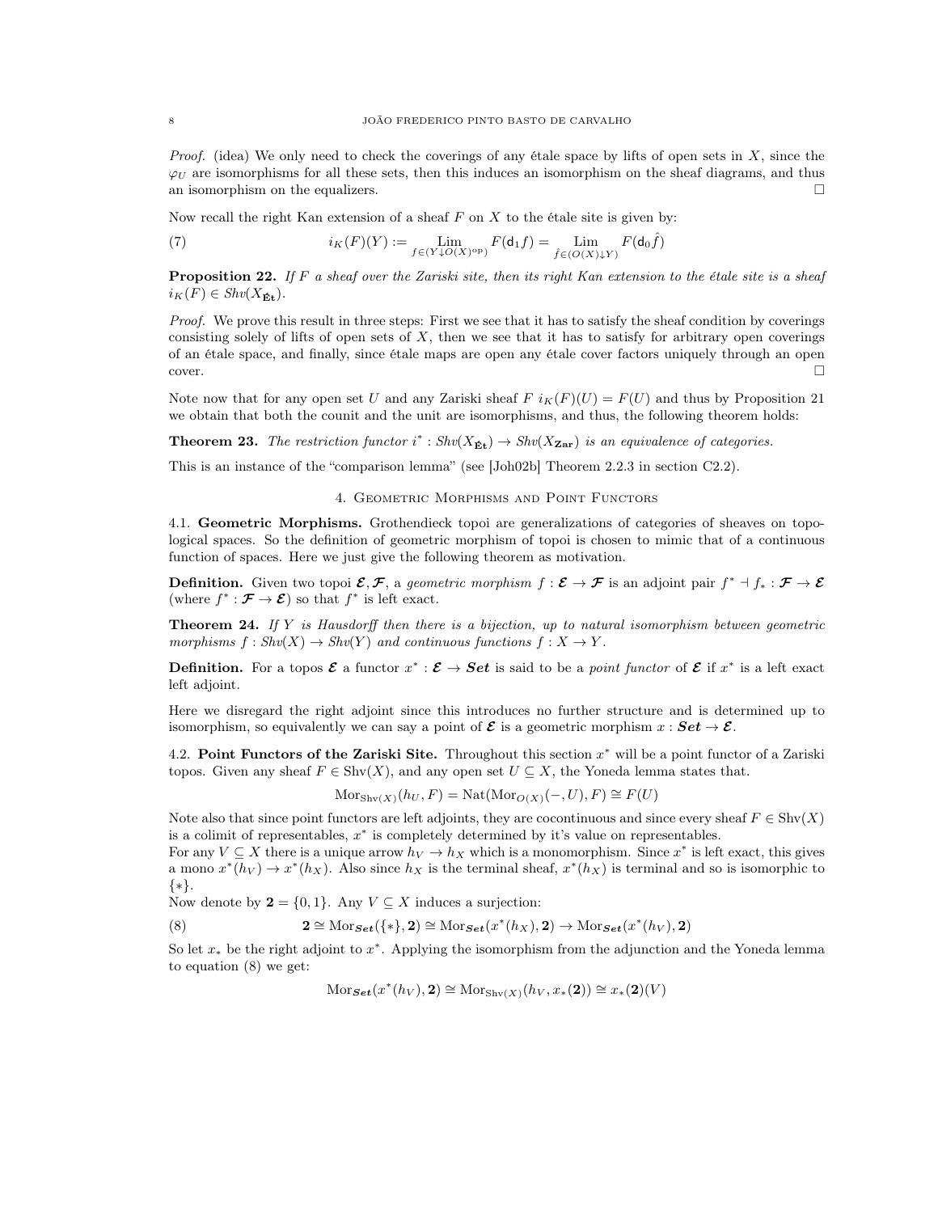*Proof.* (idea) We only need to check the coverings of any étale space by lifts of open sets in $X$, since the $\varphi_U$ are isomorphisms for all these sets, then this induces an isomorphism on the sheaf diagrams, and thus an isomorphism on the equalizers. □

Now recall the right Kan extension of a sheaf $F$ on $X$ to the étale site is given by:

$$i_K(F)(Y) := \operatorname*{Lim}_{f \in (Y \downarrow O(X)^{\mathrm{op}})} F(\mathsf{d}_1 f) = \operatorname*{Lim}_{\hat{f} \in (O(X) \downarrow Y)} F(\mathsf{d}_0 \hat{f}) \tag{7}$$

**Proposition 22.** *If $F$ a sheaf over the Zariski site, then its right Kan extension to the étale site is a sheaf $i_K(F) \in Shv(X_{\mathbf{\acute{E}t}})$.*

*Proof.* We prove this result in three steps: First we see that it has to satisfy the sheaf condition by coverings consisting solely of lifts of open sets of $X$, then we see that it has to satisfy for arbitrary open coverings of an étale space, and finally, since étale maps are open any étale cover factors uniquely through an open cover. □

Note now that for any open set $U$ and any Zariski sheaf $F$ $i_K(F)(U) = F(U)$ and thus by Proposition 21 we obtain that both the counit and the unit are isomorphisms, and thus, the following theorem holds:

**Theorem 23.** *The restriction functor $i^* : Shv(X_{\mathbf{\acute{E}t}}) \to Shv(X_{\mathbf{Zar}})$ is an equivalence of categories.*

This is an instance of the "comparison lemma" (see [Joh02b] Theorem 2.2.3 in section C2.2).

## 4. Geometric Morphisms and Point Functors

4.1. **Geometric Morphisms.** Grothendieck topoi are generalizations of categories of sheaves on topological spaces. So the definition of geometric morphism of topoi is chosen to mimic that of a continuous function of spaces. Here we just give the following theorem as motivation.

**Definition.** Given two topoi $\boldsymbol{\mathcal{E}}, \boldsymbol{\mathcal{F}}$, a *geometric morphism* $f : \boldsymbol{\mathcal{E}} \to \boldsymbol{\mathcal{F}}$ is an adjoint pair $f^* \dashv f_* : \boldsymbol{\mathcal{F}} \to \boldsymbol{\mathcal{E}}$ (where $f^* : \boldsymbol{\mathcal{F}} \to \boldsymbol{\mathcal{E}}$) so that $f^*$ is left exact.

**Theorem 24.** *If $Y$ is Hausdorff then there is a bijection, up to natural isomorphism between geometric morphisms $f : Shv(X) \to Shv(Y)$ and continuous functions $f : X \to Y$.*

**Definition.** For a topos $\boldsymbol{\mathcal{E}}$ a functor $x^* : \boldsymbol{\mathcal{E}} \to \boldsymbol{Set}$ is said to be a *point functor* of $\boldsymbol{\mathcal{E}}$ if $x^*$ is a left exact left adjoint.

Here we disregard the right adjoint since this introduces no further structure and is determined up to isomorphism, so equivalently we can say a point of $\boldsymbol{\mathcal{E}}$ is a geometric morphism $x : \boldsymbol{Set} \to \boldsymbol{\mathcal{E}}$.

4.2. **Point Functors of the Zariski Site.** Throughout this section $x^*$ will be a point functor of a Zariski topos. Given any sheaf $F \in \mathrm{Shv}(X)$, and any open set $U \subseteq X$, the Yoneda lemma states that.

$$\mathrm{Mor}_{\mathrm{Shv}(X)}(h_U, F) = \mathrm{Nat}(\mathrm{Mor}_{O(X)}(-, U), F) \cong F(U)$$

Note also that since point functors are left adjoints, they are cocontinuous and since every sheaf $F \in \mathrm{Shv}(X)$ is a colimit of representables, $x^*$ is completely determined by it's value on representables.
For any $V \subseteq X$ there is a unique arrow $h_V \to h_X$ which is a monomorphism. Since $x^*$ is left exact, this gives a mono $x^*(h_V) \to x^*(h_X)$. Also since $h_X$ is the terminal sheaf, $x^*(h_X)$ is terminal and so is isomorphic to $\{*\}$.
Now denote by $\mathbf{2} = \{0, 1\}$. Any $V \subseteq X$ induces a surjection:

$$\mathbf{2} \cong \mathrm{Mor}_{\boldsymbol{Set}}(\{*\}, \mathbf{2}) \cong \mathrm{Mor}_{\boldsymbol{Set}}(x^*(h_X), \mathbf{2}) \to \mathrm{Mor}_{\boldsymbol{Set}}(x^*(h_V), \mathbf{2}) \tag{8}$$

So let $x_*$ be the right adjoint to $x^*$. Applying the isomorphism from the adjunction and the Yoneda lemma to equation (8) we get:

$$\mathrm{Mor}_{\boldsymbol{Set}}(x^*(h_V), \mathbf{2}) \cong \mathrm{Mor}_{\mathrm{Shv}(X)}(h_V, x_*(\mathbf{2})) \cong x_*(\mathbf{2})(V)$$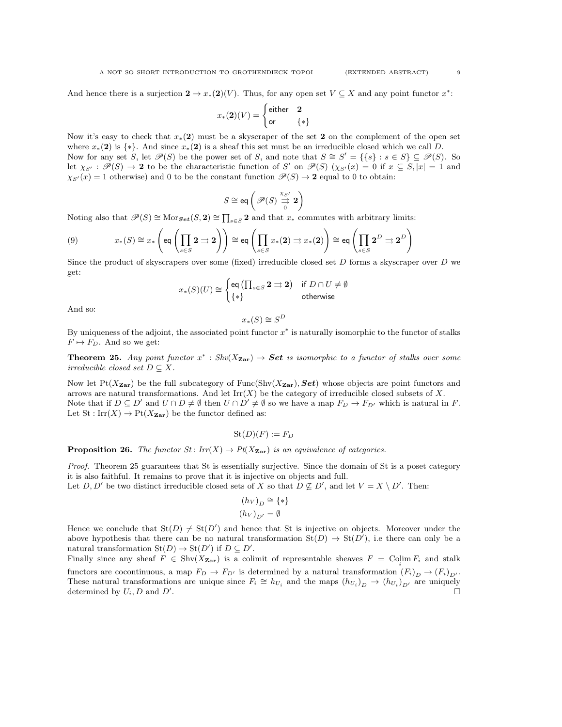And hence there is a surjection $\mathbf{2} \to x_*(\mathbf{2})(V)$. Thus, for any open set $V \subseteq X$ and any point functor $x^*$:

$$x_*(\mathbf{2})(V) = \begin{cases} \text{either} & \mathbf{2} \\ \text{or} & \{*\} \end{cases}$$

Now it's easy to check that $x_*(\mathbf{2})$ must be a skyscraper of the set $\mathbf{2}$ on the complement of the open set where $x_*(\mathbf{2})$ is $\{*\}$. And since $x_*(\mathbf{2})$ is a sheaf this set must be an irreducible closed which we call $D$.
Now for any set $S$, let $\mathscr{P}(S)$ be the power set of $S$, and note that $S \cong S' = \{\{s\} : s \in S\} \subseteq \mathscr{P}(S)$. So let $\chi_{S'} : \mathscr{P}(S) \to \mathbf{2}$ to be the characteristic function of $S'$ on $\mathscr{P}(S)$ ($\chi_{S'}(x) = 0$ if $x \subseteq S, |x| = 1$ and $\chi_{S'}(x) = 1$ otherwise) and 0 to be the constant function $\mathscr{P}(S) \to \mathbf{2}$ equal to 0 to obtain:

$$S \cong \mathsf{eq}\left( \mathscr{P}(S) \underset{0}{\overset{\chi_{S'}}{\rightrightarrows}} \mathbf{2} \right)$$

Noting also that $\mathscr{P}(S) \cong \mathrm{Mor}_{\boldsymbol{Set}}(S, \mathbf{2}) \cong \prod_{s \in S} \mathbf{2}$ and that $x_*$ commutes with arbitrary limits:

$$x_*(S) \cong x_* \left( \mathsf{eq}\left( \prod_{s \in S} \mathbf{2} \rightrightarrows \mathbf{2} \right) \right) \cong \mathsf{eq}\left( \prod_{s \in S} x_*(\mathbf{2}) \rightrightarrows x_*(\mathbf{2}) \right) \cong \mathsf{eq}\left( \prod_{s \in S} \mathbf{2}^D \rightrightarrows \mathbf{2}^D \right) \tag{9}$$

Since the product of skyscrapers over some (fixed) irreducible closed set $D$ forms a skyscraper over $D$ we get:

$$x_*(S)(U) \cong \begin{cases} \mathsf{eq}\left( \prod_{s \in S} \mathbf{2} \rightrightarrows \mathbf{2} \right) & \text{if } D \cap U \neq \emptyset \\ \{*\} & \text{otherwise} \end{cases}$$

And so:

$$x_*(S) \cong S^D$$

By uniqueness of the adjoint, the associated point functor $x^*$ is naturally isomorphic to the functor of stalks $F \mapsto F_D$. And so we get:

**Theorem 25.** *Any point functor $x^* : Shv(X_{\mathbf{Zar}}) \to \boldsymbol{Set}$ is isomorphic to a functor of stalks over some irreducible closed set $D \subseteq X$.*

Now let $\mathrm{Pt}(X_{\mathbf{Zar}})$ be the full subcategory of $\mathrm{Func}(\mathrm{Shv}(X_{\mathbf{Zar}}), \boldsymbol{Set})$ whose objects are point functors and arrows are natural transformations. And let $\mathrm{Irr}(X)$ be the category of irreducible closed subsets of $X$.
Note that if $D \subseteq D'$ and $U \cap D \neq \emptyset$ then $U \cap D' \neq \emptyset$ so we have a map $F_D \to F_{D'}$ which is natural in $F$.
Let $\mathrm{St} : \mathrm{Irr}(X) \to \mathrm{Pt}(X_{\mathbf{Zar}})$ be the functor defined as:

$$\mathrm{St}(D)(F) := F_D$$

**Proposition 26.** *The functor $St \colon Irr(X) \to Pt(X_{\mathbf{Zar}})$ is an equivalence of categories.*

*Proof.* Theorem 25 guarantees that St is essentially surjective. Since the domain of St is a poset category it is also faithful. It remains to prove that it is injective on objects and full.
Let $D, D'$ be two distinct irreducible closed sets of $X$ so that $D \not\subseteq D'$, and let $V = X \setminus D'$. Then:

$$(h_V)_D \cong \{*\}$$
$$(h_V)_{D'} = \emptyset$$

Hence we conclude that $\mathrm{St}(D) \neq \mathrm{St}(D')$ and hence that St is injective on objects. Moreover under the above hypothesis that there can be no natural transformation $\mathrm{St}(D) \to \mathrm{St}(D')$, i.e there can only be a natural transformation $\mathrm{St}(D) \to \mathrm{St}(D')$ if $D \subseteq D'$.
Finally since any sheaf $F \in \mathrm{Shv}(X_{\mathbf{Zar}})$ is a colimit of representable sheaves $F = \operatorname{Colim}_i F_i$ and stalk functors are cocontinuous, a map $F_D \to F_{D'}$ is determined by a natural transformation $(F_i)_D \to (F_i)_{D'}$. These natural transformations are unique since $F_i \cong h_{U_i}$ and the maps $(h_{U_i})_D \to (h_{U_i})_{D'}$ are uniquely determined by $U_i, D$ and $D'$. □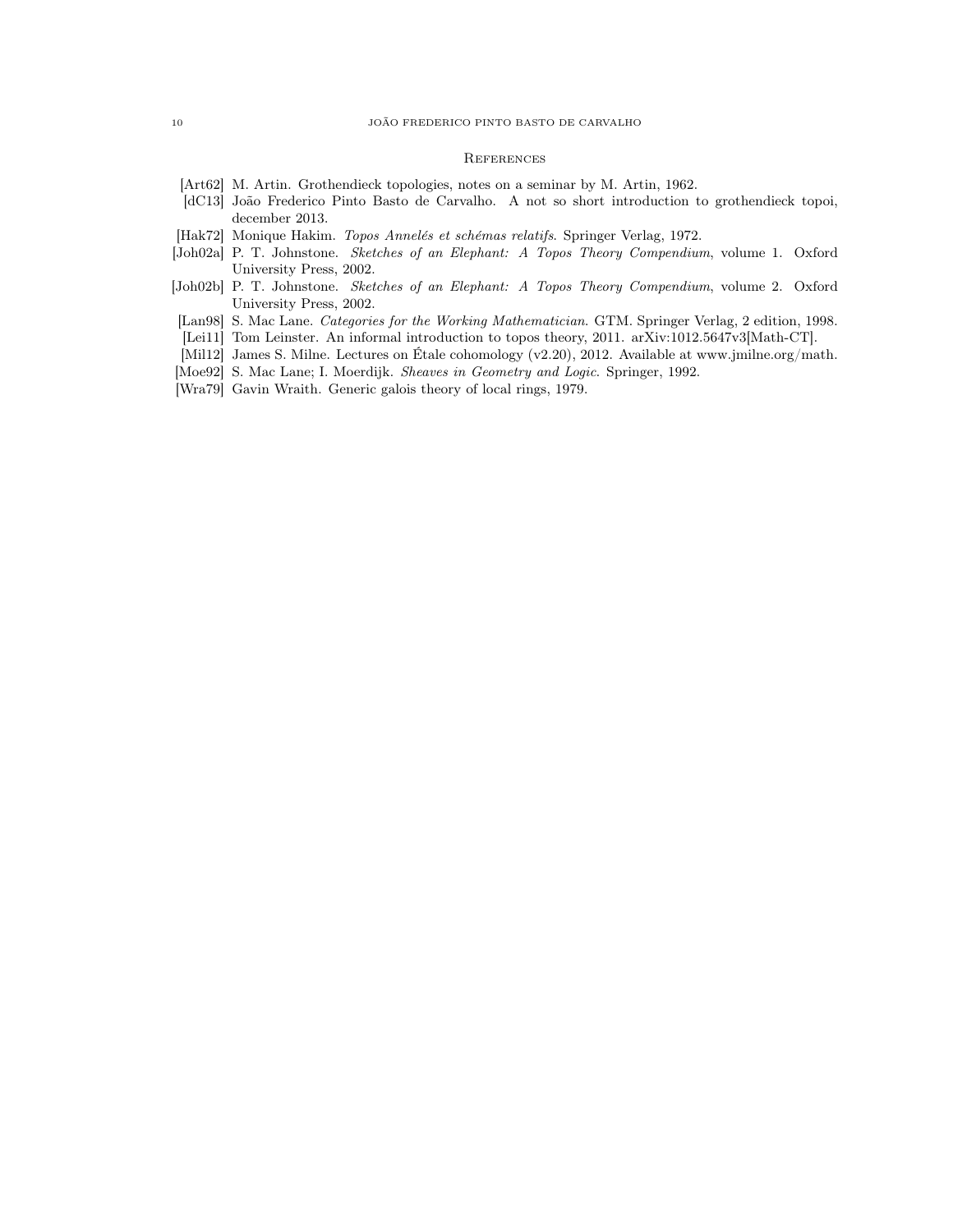## References

[Art62] M. Artin. Grothendieck topologies, notes on a seminar by M. Artin, 1962.

[dC13] João Frederico Pinto Basto de Carvalho. A not so short introduction to grothendieck topoi, december 2013.

[Hak72] Monique Hakim. *Topos Annelés et schémas relatifs*. Springer Verlag, 1972.

[Joh02a] P. T. Johnstone. *Sketches of an Elephant: A Topos Theory Compendium*, volume 1. Oxford University Press, 2002.

[Joh02b] P. T. Johnstone. *Sketches of an Elephant: A Topos Theory Compendium*, volume 2. Oxford University Press, 2002.

[Lan98] S. Mac Lane. *Categories for the Working Mathematician*. GTM. Springer Verlag, 2 edition, 1998.

[Lei11] Tom Leinster. An informal introduction to topos theory, 2011. arXiv:1012.5647v3[Math-CT].

[Mil12] James S. Milne. Lectures on Étale cohomology (v2.20), 2012. Available at www.jmilne.org/math.

[Moe92] S. Mac Lane; I. Moerdijk. *Sheaves in Geometry and Logic*. Springer, 1992.

[Wra79] Gavin Wraith. Generic galois theory of local rings, 1979.